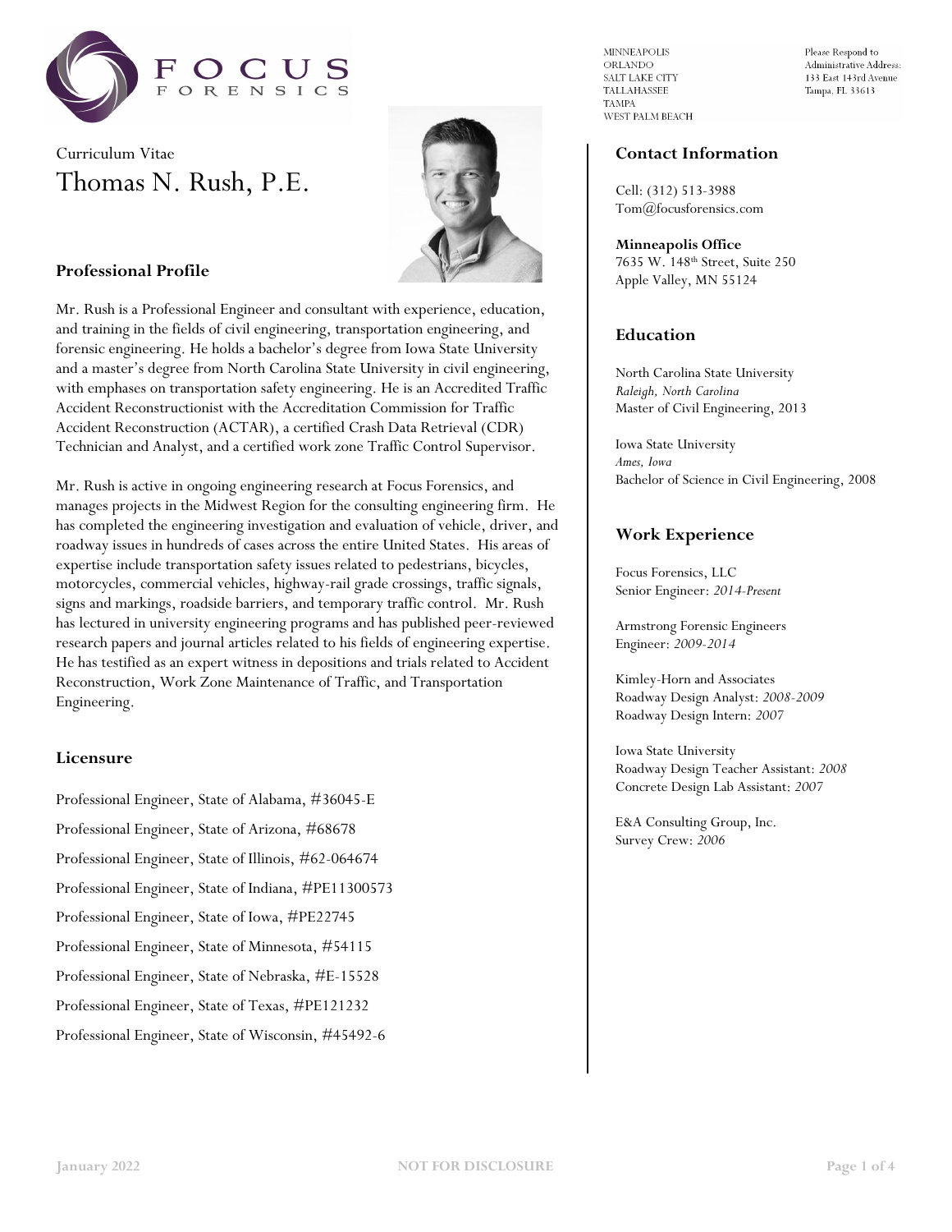MINNEAPOLIS
ORLANDO
SALT LAKE CITY
TALLAHASSEE
TAMPA
WEST PALM BEACH

Please Respond to
Administrative Address:
133 East 143rd Avenue
Tampa, FL 33613

Curriculum Vitae

# Thomas N. Rush, P.E.

## Professional Profile

Mr. Rush is a Professional Engineer and consultant with experience, education, and training in the fields of civil engineering, transportation engineering, and forensic engineering. He holds a bachelor's degree from Iowa State University and a master's degree from North Carolina State University in civil engineering, with emphases on transportation safety engineering. He is an Accredited Traffic Accident Reconstructionist with the Accreditation Commission for Traffic Accident Reconstruction (ACTAR), a certified Crash Data Retrieval (CDR) Technician and Analyst, and a certified work zone Traffic Control Supervisor.

Mr. Rush is active in ongoing engineering research at Focus Forensics, and manages projects in the Midwest Region for the consulting engineering firm. He has completed the engineering investigation and evaluation of vehicle, driver, and roadway issues in hundreds of cases across the entire United States. His areas of expertise include transportation safety issues related to pedestrians, bicycles, motorcycles, commercial vehicles, highway-rail grade crossings, traffic signals, signs and markings, roadside barriers, and temporary traffic control. Mr. Rush has lectured in university engineering programs and has published peer-reviewed research papers and journal articles related to his fields of engineering expertise. He has testified as an expert witness in depositions and trials related to Accident Reconstruction, Work Zone Maintenance of Traffic, and Transportation Engineering.

## Licensure

Professional Engineer, State of Alabama, #36045-E

Professional Engineer, State of Arizona, #68678

Professional Engineer, State of Illinois, #62-064674

Professional Engineer, State of Indiana, #PE11300573

Professional Engineer, State of Iowa, #PE22745

Professional Engineer, State of Minnesota, #54115

Professional Engineer, State of Nebraska, #E-15528

Professional Engineer, State of Texas, #PE121232

Professional Engineer, State of Wisconsin, #45492-6

## Contact Information

Cell: (312) 513-3988
Tom@focusforensics.com

**Minneapolis Office**
7635 W. 148th Street, Suite 250
Apple Valley, MN 55124

## Education

North Carolina State University
*Raleigh, North Carolina*
Master of Civil Engineering, 2013

Iowa State University
*Ames, Iowa*
Bachelor of Science in Civil Engineering, 2008

## Work Experience

Focus Forensics, LLC
Senior Engineer: *2014-Present*

Armstrong Forensic Engineers
Engineer: *2009-2014*

Kimley-Horn and Associates
Roadway Design Analyst: *2008-2009*
Roadway Design Intern: *2007*

Iowa State University
Roadway Design Teacher Assistant: *2008*
Concrete Design Lab Assistant: *2007*

E&A Consulting Group, Inc.
Survey Crew: *2006*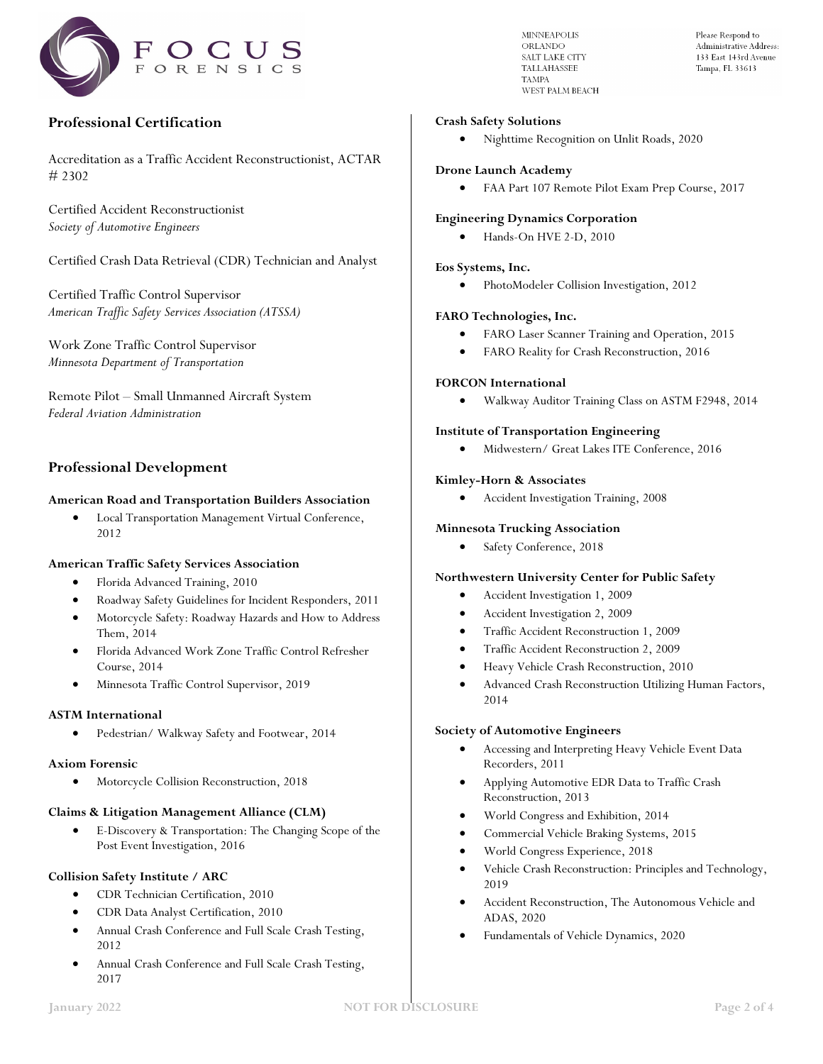## Professional Certification

Accreditation as a Traffic Accident Reconstructionist, ACTAR # 2302

Certified Accident Reconstructionist
*Society of Automotive Engineers*

Certified Crash Data Retrieval (CDR) Technician and Analyst

Certified Traffic Control Supervisor
*American Traffic Safety Services Association (ATSSA)*

Work Zone Traffic Control Supervisor
*Minnesota Department of Transportation*

Remote Pilot – Small Unmanned Aircraft System
*Federal Aviation Administration*

## Professional Development

**American Road and Transportation Builders Association**

- Local Transportation Management Virtual Conference, 2012

**American Traffic Safety Services Association**

- Florida Advanced Training, 2010
- Roadway Safety Guidelines for Incident Responders, 2011
- Motorcycle Safety: Roadway Hazards and How to Address Them, 2014
- Florida Advanced Work Zone Traffic Control Refresher Course, 2014
- Minnesota Traffic Control Supervisor, 2019

**ASTM International**

- Pedestrian/ Walkway Safety and Footwear, 2014

**Axiom Forensic**

- Motorcycle Collision Reconstruction, 2018

**Claims & Litigation Management Alliance (CLM)**

- E-Discovery & Transportation: The Changing Scope of the Post Event Investigation, 2016

**Collision Safety Institute / ARC**

- CDR Technician Certification, 2010
- CDR Data Analyst Certification, 2010
- Annual Crash Conference and Full Scale Crash Testing, 2012
- Annual Crash Conference and Full Scale Crash Testing, 2017

**Crash Safety Solutions**

- Nighttime Recognition on Unlit Roads, 2020

**Drone Launch Academy**

- FAA Part 107 Remote Pilot Exam Prep Course, 2017

**Engineering Dynamics Corporation**

- Hands-On HVE 2-D, 2010

**Eos Systems, Inc.**

- PhotoModeler Collision Investigation, 2012

**FARO Technologies, Inc.**

- FARO Laser Scanner Training and Operation, 2015
- FARO Reality for Crash Reconstruction, 2016

**FORCON International**

- Walkway Auditor Training Class on ASTM F2948, 2014

**Institute of Transportation Engineering**

- Midwestern/ Great Lakes ITE Conference, 2016

**Kimley-Horn & Associates**

- Accident Investigation Training, 2008

**Minnesota Trucking Association**

- Safety Conference, 2018

**Northwestern University Center for Public Safety**

- Accident Investigation 1, 2009
- Accident Investigation 2, 2009
- Traffic Accident Reconstruction 1, 2009
- Traffic Accident Reconstruction 2, 2009
- Heavy Vehicle Crash Reconstruction, 2010
- Advanced Crash Reconstruction Utilizing Human Factors, 2014

**Society of Automotive Engineers**

- Accessing and Interpreting Heavy Vehicle Event Data Recorders, 2011
- Applying Automotive EDR Data to Traffic Crash Reconstruction, 2013
- World Congress and Exhibition, 2014
- Commercial Vehicle Braking Systems, 2015
- World Congress Experience, 2018
- Vehicle Crash Reconstruction: Principles and Technology, 2019
- Accident Reconstruction, The Autonomous Vehicle and ADAS, 2020
- Fundamentals of Vehicle Dynamics, 2020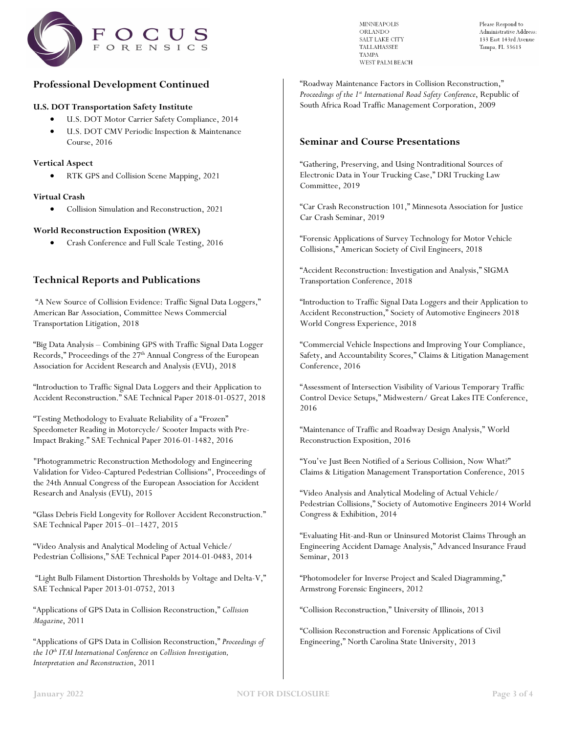## Professional Development Continued

### U.S. DOT Transportation Safety Institute

- U.S. DOT Motor Carrier Safety Compliance, 2014
- U.S. DOT CMV Periodic Inspection & Maintenance Course, 2016

### Vertical Aspect

- RTK GPS and Collision Scene Mapping, 2021

### Virtual Crash

- Collision Simulation and Reconstruction, 2021

### World Reconstruction Exposition (WREX)

- Crash Conference and Full Scale Testing, 2016

## Technical Reports and Publications

"A New Source of Collision Evidence: Traffic Signal Data Loggers," American Bar Association, Committee News Commercial Transportation Litigation, 2018

"Big Data Analysis – Combining GPS with Traffic Signal Data Logger Records," Proceedings of the 27th Annual Congress of the European Association for Accident Research and Analysis (EVU), 2018

"Introduction to Traffic Signal Data Loggers and their Application to Accident Reconstruction." SAE Technical Paper 2018-01-0527, 2018

"Testing Methodology to Evaluate Reliability of a "Frozen" Speedometer Reading in Motorcycle/ Scooter Impacts with Pre-Impact Braking." SAE Technical Paper 2016-01-1482, 2016

"Photogrammetric Reconstruction Methodology and Engineering Validation for Video-Captured Pedestrian Collisions", Proceedings of the 24th Annual Congress of the European Association for Accident Research and Analysis (EVU), 2015

"Glass Debris Field Longevity for Rollover Accident Reconstruction." SAE Technical Paper 2015–01–1427, 2015

"Video Analysis and Analytical Modeling of Actual Vehicle/ Pedestrian Collisions," SAE Technical Paper 2014-01-0483, 2014

"Light Bulb Filament Distortion Thresholds by Voltage and Delta-V," SAE Technical Paper 2013-01-0752, 2013

"Applications of GPS Data in Collision Reconstruction," *Collision Magazine*, 2011

"Applications of GPS Data in Collision Reconstruction," *Proceedings of the 10th ITAI International Conference on Collision Investigation, Interpretation and Reconstruction*, 2011

"Roadway Maintenance Factors in Collision Reconstruction," *Proceedings of the 1st International Road Safety Conference*, Republic of South Africa Road Traffic Management Corporation, 2009

## Seminar and Course Presentations

"Gathering, Preserving, and Using Nontraditional Sources of Electronic Data in Your Trucking Case," DRI Trucking Law Committee, 2019

"Car Crash Reconstruction 101," Minnesota Association for Justice Car Crash Seminar, 2019

"Forensic Applications of Survey Technology for Motor Vehicle Collisions," American Society of Civil Engineers, 2018

"Accident Reconstruction: Investigation and Analysis," SIGMA Transportation Conference, 2018

"Introduction to Traffic Signal Data Loggers and their Application to Accident Reconstruction," Society of Automotive Engineers 2018 World Congress Experience, 2018

"Commercial Vehicle Inspections and Improving Your Compliance, Safety, and Accountability Scores," Claims & Litigation Management Conference, 2016

"Assessment of Intersection Visibility of Various Temporary Traffic Control Device Setups," Midwestern/ Great Lakes ITE Conference, 2016

"Maintenance of Traffic and Roadway Design Analysis," World Reconstruction Exposition, 2016

"You've Just Been Notified of a Serious Collision, Now What?" Claims & Litigation Management Transportation Conference, 2015

"Video Analysis and Analytical Modeling of Actual Vehicle/ Pedestrian Collisions," Society of Automotive Engineers 2014 World Congress & Exhibition, 2014

"Evaluating Hit-and-Run or Uninsured Motorist Claims Through an Engineering Accident Damage Analysis," Advanced Insurance Fraud Seminar, 2013

"Photomodeler for Inverse Project and Scaled Diagramming," Armstrong Forensic Engineers, 2012

"Collision Reconstruction," University of Illinois, 2013

"Collision Reconstruction and Forensic Applications of Civil Engineering," North Carolina State University, 2013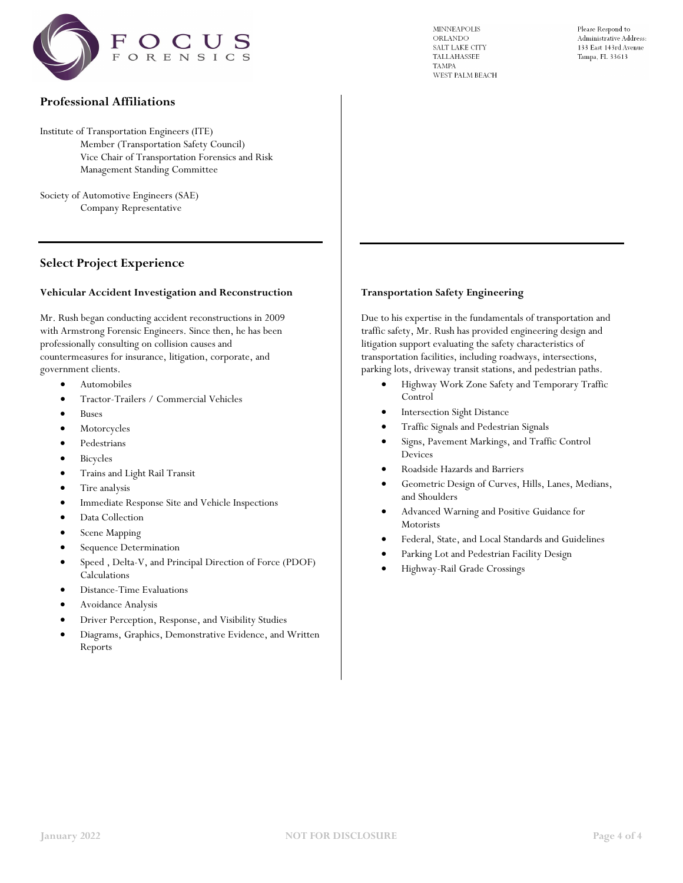## Professional Affiliations

Institute of Transportation Engineers (ITE)
- Member (Transportation Safety Council)
- Vice Chair of Transportation Forensics and Risk Management Standing Committee

Society of Automotive Engineers (SAE)
- Company Representative

## Select Project Experience

### Vehicular Accident Investigation and Reconstruction

Mr. Rush began conducting accident reconstructions in 2009 with Armstrong Forensic Engineers. Since then, he has been professionally consulting on collision causes and countermeasures for insurance, litigation, corporate, and government clients.

- Automobiles
- Tractor-Trailers / Commercial Vehicles
- Buses
- Motorcycles
- Pedestrians
- Bicycles
- Trains and Light Rail Transit
- Tire analysis
- Immediate Response Site and Vehicle Inspections
- Data Collection
- Scene Mapping
- Sequence Determination
- Speed , Delta-V, and Principal Direction of Force (PDOF) Calculations
- Distance-Time Evaluations
- Avoidance Analysis
- Driver Perception, Response, and Visibility Studies
- Diagrams, Graphics, Demonstrative Evidence, and Written Reports

### Transportation Safety Engineering

Due to his expertise in the fundamentals of transportation and traffic safety, Mr. Rush has provided engineering design and litigation support evaluating the safety characteristics of transportation facilities, including roadways, intersections, parking lots, driveway transit stations, and pedestrian paths.

- Highway Work Zone Safety and Temporary Traffic Control
- Intersection Sight Distance
- Traffic Signals and Pedestrian Signals
- Signs, Pavement Markings, and Traffic Control Devices
- Roadside Hazards and Barriers
- Geometric Design of Curves, Hills, Lanes, Medians, and Shoulders
- Advanced Warning and Positive Guidance for Motorists
- Federal, State, and Local Standards and Guidelines
- Parking Lot and Pedestrian Facility Design
- Highway-Rail Grade Crossings